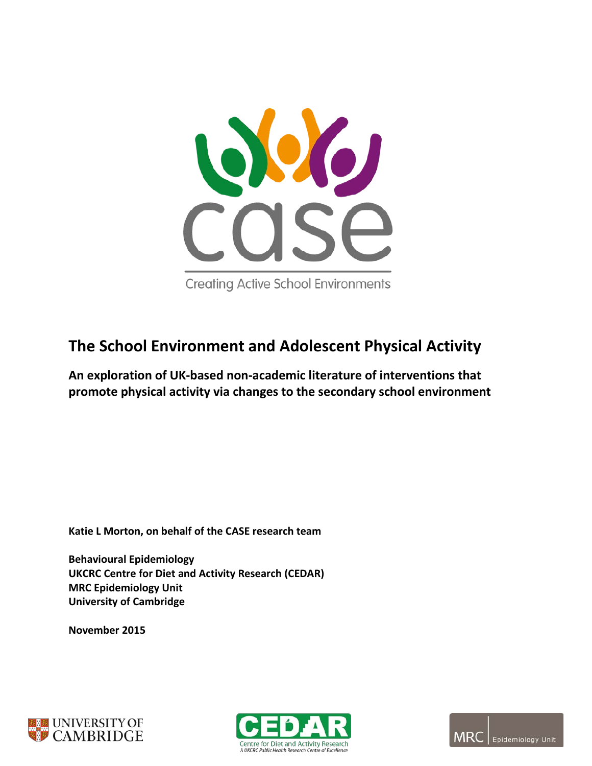case

Creating Active School Environments

# The School Environment and Adolescent Physical Activity

**An exploration of UK-based non-academic literature of interventions that promote physical activity via changes to the secondary school environment**

**Katie L Morton, on behalf of the CASE research team**

**Behavioural Epidemiology**
**UKCRC Centre for Diet and Activity Research (CEDAR)**
**MRC Epidemiology Unit**
**University of Cambridge**

**November 2015**

UNIVERSITY OF CAMBRIDGE

CEDAR Centre for Diet and Activity Research
A UKCRC Public Health Research Centre of Excellence

MRC Epidemiology Unit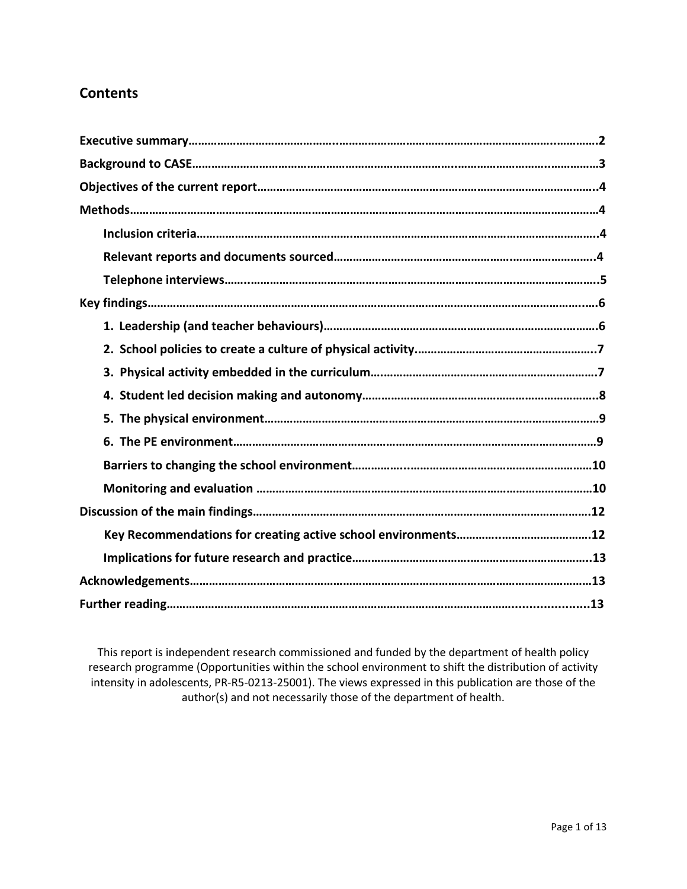## Contents

**Executive summary……………………………………………………………………………………………………………2**

**Background to CASE…………………………………………………………………………………………………………3**

**Objectives of the current report…………………………………………………………………………………………4**

**Methods…………………………………………………………………………………………………………………………4**

- **Inclusion criteria…………………………………………………………………………………………………………4**
- **Relevant reports and documents sourced……………………………………………………………………………4**
- **Telephone interviews……………………………………………………………………………………………………5**

**Key findings……………………………………………………………………………………………………………………6**

- **1. Leadership (and teacher behaviours)…………………………………………………………………………………6**
- **2. School policies to create a culture of physical activity……………………………………………………………7**
- **3. Physical activity embedded in the curriculum………………………………………………………………………7**
- **4. Student led decision making and autonomy…………………………………………………………………………8**
- **5. The physical environment………………………………………………………………………………………………9**
- **6. The PE environment………………………………………………………………………………………………………9**
- **Barriers to changing the school environment……………………………………………………………………10**
- **Monitoring and evaluation ………………………………………………………………………………………………10**

**Discussion of the main findings…………………………………………………………………………………………12**

- **Key Recommendations for creating active school environments…………………………………………12**
- **Implications for future research and practice……………………………………………………………………13**

**Acknowledgements…………………………………………………………………………………………………………13**

**Further reading………………………………………………………………………………………………………………13**

This report is independent research commissioned and funded by the department of health policy research programme (Opportunities within the school environment to shift the distribution of activity intensity in adolescents, PR-R5-0213-25001). The views expressed in this publication are those of the author(s) and not necessarily those of the department of health.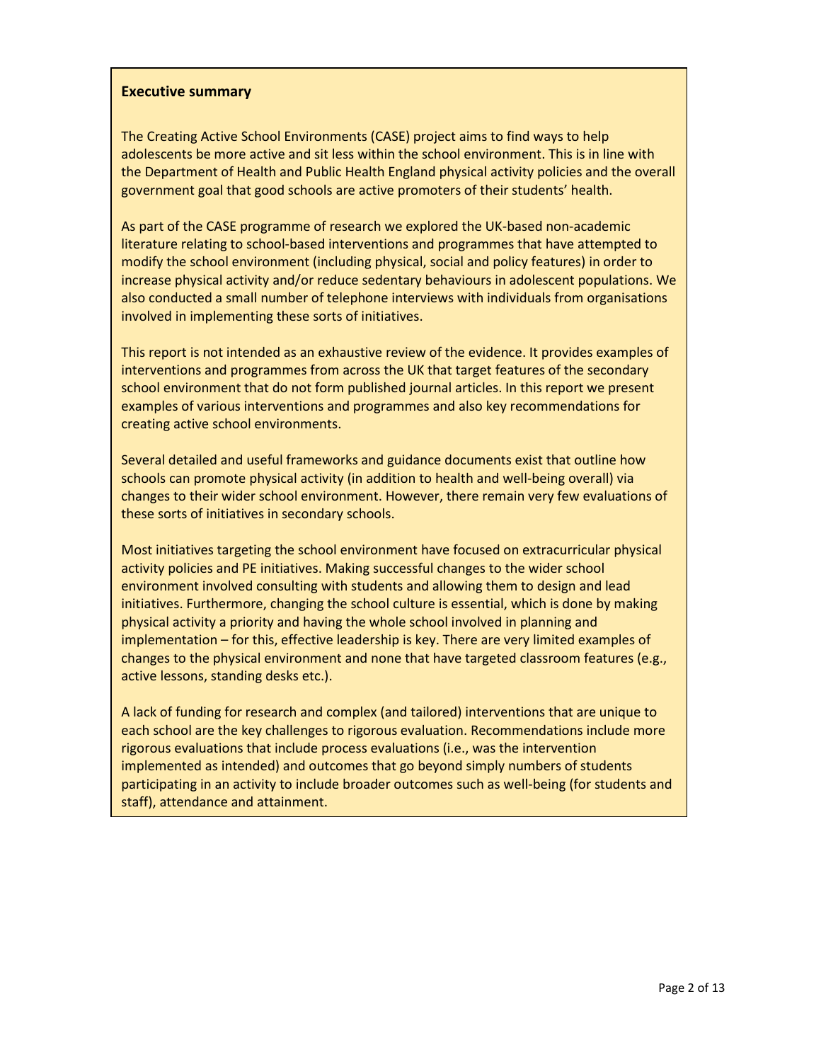## Executive summary

The Creating Active School Environments (CASE) project aims to find ways to help adolescents be more active and sit less within the school environment. This is in line with the Department of Health and Public Health England physical activity policies and the overall government goal that good schools are active promoters of their students' health.

As part of the CASE programme of research we explored the UK-based non-academic literature relating to school-based interventions and programmes that have attempted to modify the school environment (including physical, social and policy features) in order to increase physical activity and/or reduce sedentary behaviours in adolescent populations. We also conducted a small number of telephone interviews with individuals from organisations involved in implementing these sorts of initiatives.

This report is not intended as an exhaustive review of the evidence. It provides examples of interventions and programmes from across the UK that target features of the secondary school environment that do not form published journal articles. In this report we present examples of various interventions and programmes and also key recommendations for creating active school environments.

Several detailed and useful frameworks and guidance documents exist that outline how schools can promote physical activity (in addition to health and well-being overall) via changes to their wider school environment. However, there remain very few evaluations of these sorts of initiatives in secondary schools.

Most initiatives targeting the school environment have focused on extracurricular physical activity policies and PE initiatives. Making successful changes to the wider school environment involved consulting with students and allowing them to design and lead initiatives. Furthermore, changing the school culture is essential, which is done by making physical activity a priority and having the whole school involved in planning and implementation – for this, effective leadership is key. There are very limited examples of changes to the physical environment and none that have targeted classroom features (e.g., active lessons, standing desks etc.).

A lack of funding for research and complex (and tailored) interventions that are unique to each school are the key challenges to rigorous evaluation. Recommendations include more rigorous evaluations that include process evaluations (i.e., was the intervention implemented as intended) and outcomes that go beyond simply numbers of students participating in an activity to include broader outcomes such as well-being (for students and staff), attendance and attainment.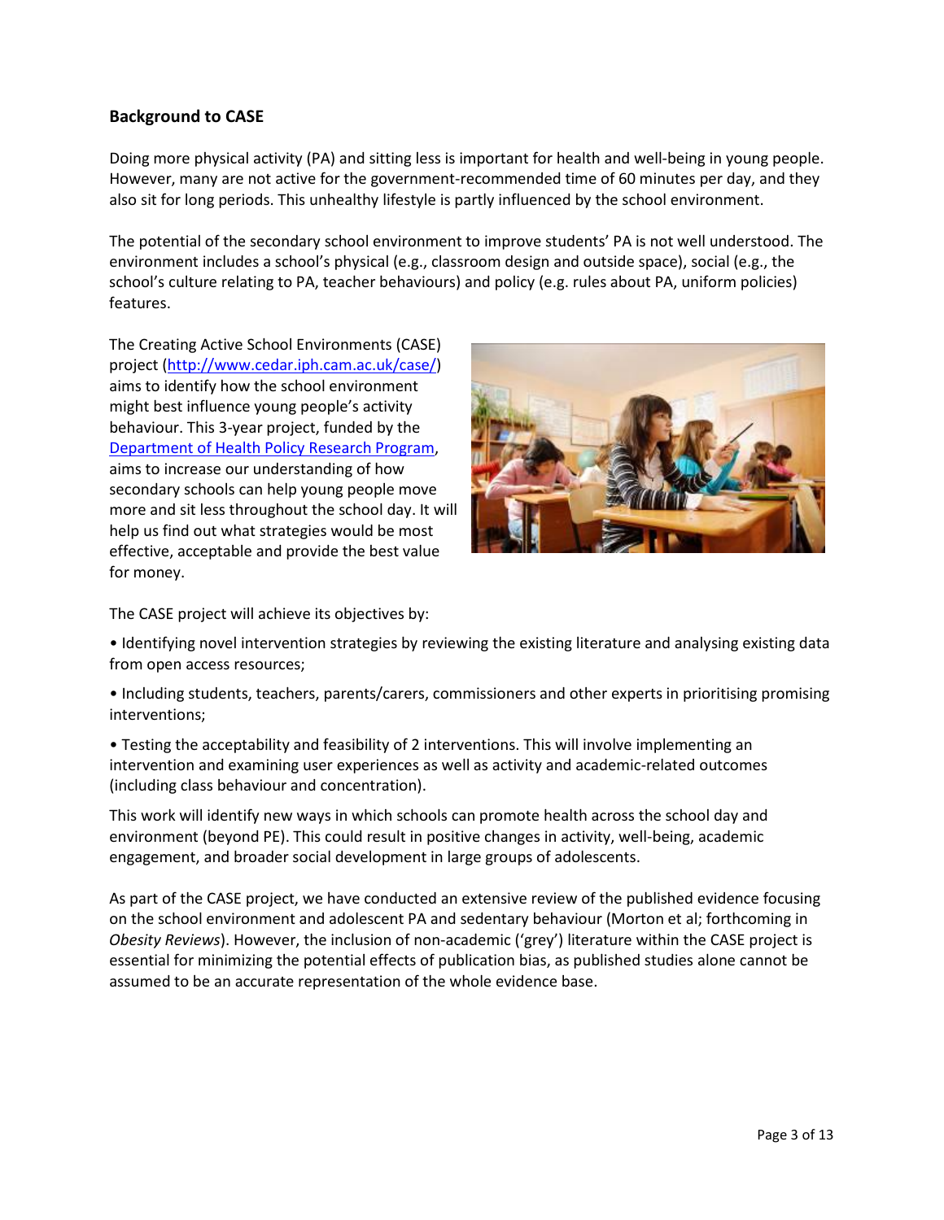## Background to CASE

Doing more physical activity (PA) and sitting less is important for health and well-being in young people. However, many are not active for the government-recommended time of 60 minutes per day, and they also sit for long periods. This unhealthy lifestyle is partly influenced by the school environment.

The potential of the secondary school environment to improve students' PA is not well understood. The environment includes a school's physical (e.g., classroom design and outside space), social (e.g., the school's culture relating to PA, teacher behaviours) and policy (e.g. rules about PA, uniform policies) features.

The Creating Active School Environments (CASE) project ([http://www.cedar.iph.cam.ac.uk/case/](http://www.cedar.iph.cam.ac.uk/case/)) aims to identify how the school environment might best influence young people's activity behaviour. This 3-year project, funded by the Department of Health Policy Research Program, aims to increase our understanding of how secondary schools can help young people move more and sit less throughout the school day. It will help us find out what strategies would be most effective, acceptable and provide the best value for money.

The CASE project will achieve its objectives by:

- Identifying novel intervention strategies by reviewing the existing literature and analysing existing data from open access resources;
- Including students, teachers, parents/carers, commissioners and other experts in prioritising promising interventions;
- Testing the acceptability and feasibility of 2 interventions. This will involve implementing an intervention and examining user experiences as well as activity and academic-related outcomes (including class behaviour and concentration).

This work will identify new ways in which schools can promote health across the school day and environment (beyond PE). This could result in positive changes in activity, well-being, academic engagement, and broader social development in large groups of adolescents.

As part of the CASE project, we have conducted an extensive review of the published evidence focusing on the school environment and adolescent PA and sedentary behaviour (Morton et al; forthcoming in *Obesity Reviews*). However, the inclusion of non-academic ('grey') literature within the CASE project is essential for minimizing the potential effects of publication bias, as published studies alone cannot be assumed to be an accurate representation of the whole evidence base.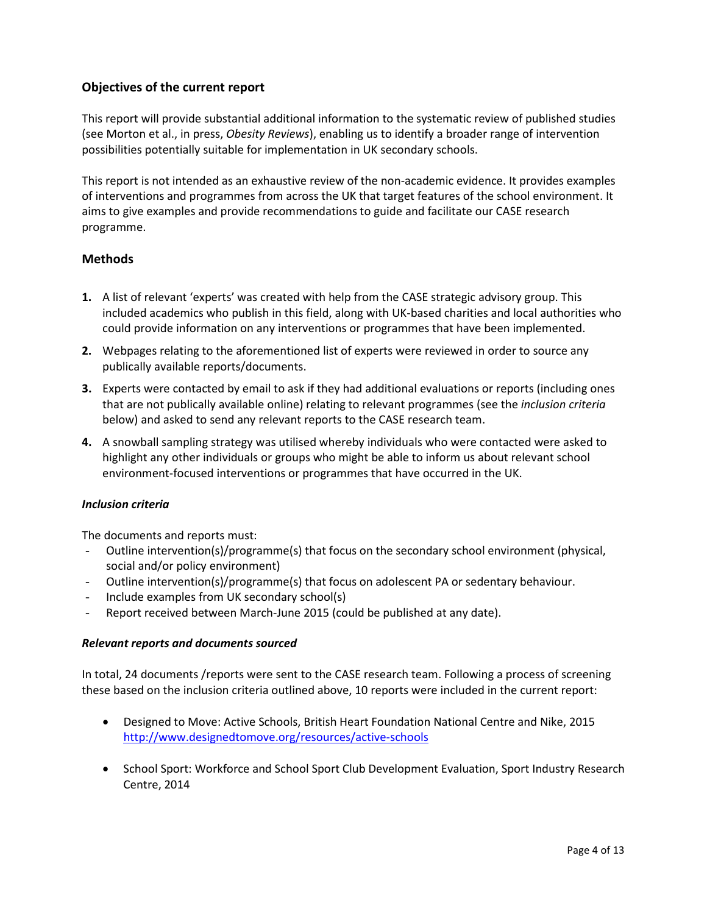## Objectives of the current report

This report will provide substantial additional information to the systematic review of published studies (see Morton et al., in press, *Obesity Reviews*), enabling us to identify a broader range of intervention possibilities potentially suitable for implementation in UK secondary schools.

This report is not intended as an exhaustive review of the non-academic evidence. It provides examples of interventions and programmes from across the UK that target features of the school environment. It aims to give examples and provide recommendations to guide and facilitate our CASE research programme.

## Methods

1. A list of relevant 'experts' was created with help from the CASE strategic advisory group. This included academics who publish in this field, along with UK-based charities and local authorities who could provide information on any interventions or programmes that have been implemented.
2. Webpages relating to the aforementioned list of experts were reviewed in order to source any publically available reports/documents.
3. Experts were contacted by email to ask if they had additional evaluations or reports (including ones that are not publically available online) relating to relevant programmes (see the *inclusion criteria* below) and asked to send any relevant reports to the CASE research team.
4. A snowball sampling strategy was utilised whereby individuals who were contacted were asked to highlight any other individuals or groups who might be able to inform us about relevant school environment-focused interventions or programmes that have occurred in the UK.

### *Inclusion criteria*

The documents and reports must:

- Outline intervention(s)/programme(s) that focus on the secondary school environment (physical, social and/or policy environment)
- Outline intervention(s)/programme(s) that focus on adolescent PA or sedentary behaviour.
- Include examples from UK secondary school(s)
- Report received between March-June 2015 (could be published at any date).

### *Relevant reports and documents sourced*

In total, 24 documents /reports were sent to the CASE research team. Following a process of screening these based on the inclusion criteria outlined above, 10 reports were included in the current report:

- Designed to Move: Active Schools, British Heart Foundation National Centre and Nike, 2015 http://www.designedtomove.org/resources/active-schools
- School Sport: Workforce and School Sport Club Development Evaluation, Sport Industry Research Centre, 2014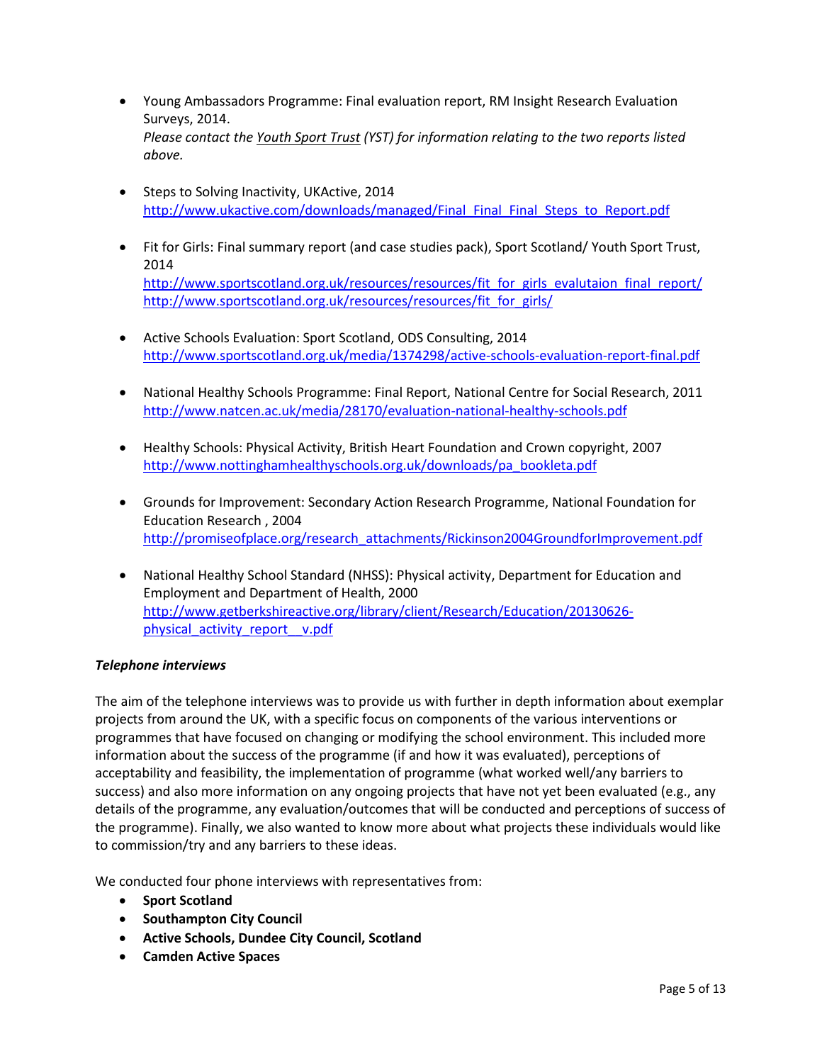- Young Ambassadors Programme: Final evaluation report, RM Insight Research Evaluation Surveys, 2014.
  *Please contact the Youth Sport Trust (YST) for information relating to the two reports listed above.*

- Steps to Solving Inactivity, UKActive, 2014
  http://www.ukactive.com/downloads/managed/Final_Final_Final_Steps_to_Report.pdf

- Fit for Girls: Final summary report (and case studies pack), Sport Scotland/ Youth Sport Trust, 2014
  http://www.sportscotland.org.uk/resources/resources/fit_for_girls_evalutaion_final_report/
  http://www.sportscotland.org.uk/resources/resources/fit_for_girls/

- Active Schools Evaluation: Sport Scotland, ODS Consulting, 2014
  http://www.sportscotland.org.uk/media/1374298/active-schools-evaluation-report-final.pdf

- National Healthy Schools Programme: Final Report, National Centre for Social Research, 2011
  http://www.natcen.ac.uk/media/28170/evaluation-national-healthy-schools.pdf

- Healthy Schools: Physical Activity, British Heart Foundation and Crown copyright, 2007
  http://www.nottinghamhealthyschools.org.uk/downloads/pa_bookleta.pdf

- Grounds for Improvement: Secondary Action Research Programme, National Foundation for Education Research , 2004
  http://promiseofplace.org/research_attachments/Rickinson2004GroundforImprovement.pdf

- National Healthy School Standard (NHSS): Physical activity, Department for Education and Employment and Department of Health, 2000
  http://www.getberkshireactive.org/library/client/Research/Education/20130626-physical_activity_report__v.pdf

***Telephone interviews***

The aim of the telephone interviews was to provide us with further in depth information about exemplar projects from around the UK, with a specific focus on components of the various interventions or programmes that have focused on changing or modifying the school environment. This included more information about the success of the programme (if and how it was evaluated), perceptions of acceptability and feasibility, the implementation of programme (what worked well/any barriers to success) and also more information on any ongoing projects that have not yet been evaluated (e.g., any details of the programme, any evaluation/outcomes that will be conducted and perceptions of success of the programme). Finally, we also wanted to know more about what projects these individuals would like to commission/try and any barriers to these ideas.

We conducted four phone interviews with representatives from:

- **Sport Scotland**
- **Southampton City Council**
- **Active Schools, Dundee City Council, Scotland**
- **Camden Active Spaces**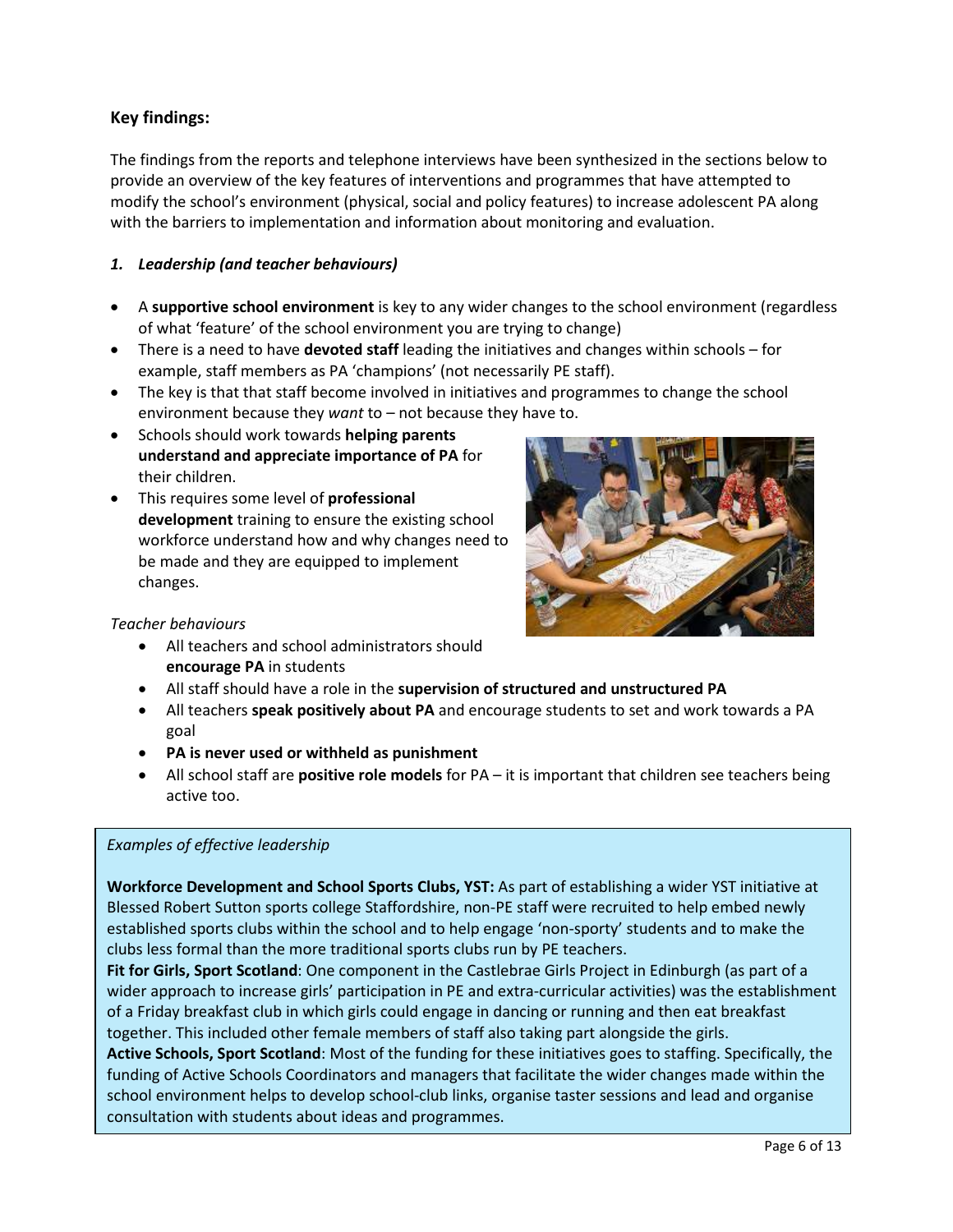## Key findings:

The findings from the reports and telephone interviews have been synthesized in the sections below to provide an overview of the key features of interventions and programmes that have attempted to modify the school's environment (physical, social and policy features) to increase adolescent PA along with the barriers to implementation and information about monitoring and evaluation.

### *1. Leadership (and teacher behaviours)*

- A **supportive school environment** is key to any wider changes to the school environment (regardless of what 'feature' of the school environment you are trying to change)
- There is a need to have **devoted staff** leading the initiatives and changes within schools – for example, staff members as PA 'champions' (not necessarily PE staff).
- The key is that that staff become involved in initiatives and programmes to change the school environment because they *want* to – not because they have to.
- Schools should work towards **helping parents understand and appreciate importance of PA** for their children.
- This requires some level of **professional development** training to ensure the existing school workforce understand how and why changes need to be made and they are equipped to implement changes.

*Teacher behaviours*

- All teachers and school administrators should **encourage PA** in students
- All staff should have a role in the **supervision of structured and unstructured PA**
- All teachers **speak positively about PA** and encourage students to set and work towards a PA goal
- **PA is never used or withheld as punishment**
- All school staff are **positive role models** for PA – it is important that children see teachers being active too.

*Examples of effective leadership*

**Workforce Development and School Sports Clubs, YST:** As part of establishing a wider YST initiative at Blessed Robert Sutton sports college Staffordshire, non-PE staff were recruited to help embed newly established sports clubs within the school and to help engage 'non-sporty' students and to make the clubs less formal than the more traditional sports clubs run by PE teachers.

**Fit for Girls, Sport Scotland**: One component in the Castlebrae Girls Project in Edinburgh (as part of a wider approach to increase girls' participation in PE and extra-curricular activities) was the establishment of a Friday breakfast club in which girls could engage in dancing or running and then eat breakfast together. This included other female members of staff also taking part alongside the girls.

**Active Schools, Sport Scotland**: Most of the funding for these initiatives goes to staffing. Specifically, the funding of Active Schools Coordinators and managers that facilitate the wider changes made within the school environment helps to develop school-club links, organise taster sessions and lead and organise consultation with students about ideas and programmes.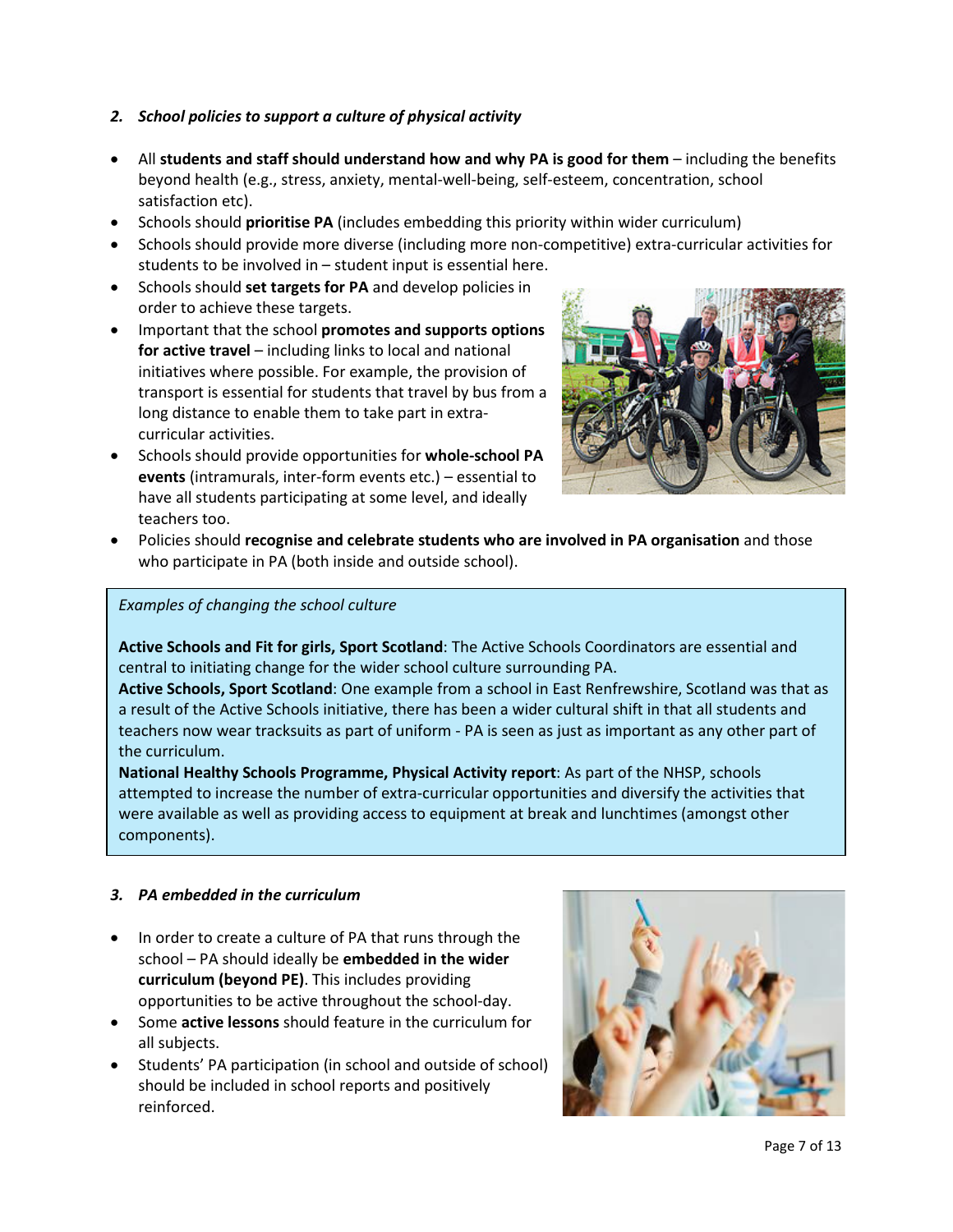### *2. School policies to support a culture of physical activity*

- All **students and staff should understand how and why PA is good for them** – including the benefits beyond health (e.g., stress, anxiety, mental-well-being, self-esteem, concentration, school satisfaction etc).
- Schools should **prioritise PA** (includes embedding this priority within wider curriculum)
- Schools should provide more diverse (including more non-competitive) extra-curricular activities for students to be involved in – student input is essential here.
- Schools should **set targets for PA** and develop policies in order to achieve these targets.
- Important that the school **promotes and supports options for active travel** – including links to local and national initiatives where possible. For example, the provision of transport is essential for students that travel by bus from a long distance to enable them to take part in extra-curricular activities.
- Schools should provide opportunities for **whole-school PA events** (intramurals, inter-form events etc.) – essential to have all students participating at some level, and ideally teachers too.
- Policies should **recognise and celebrate students who are involved in PA organisation** and those who participate in PA (both inside and outside school).

> *Examples of changing the school culture*
>
> **Active Schools and Fit for girls, Sport Scotland**: The Active Schools Coordinators are essential and central to initiating change for the wider school culture surrounding PA.
>
> **Active Schools, Sport Scotland**: One example from a school in East Renfrewshire, Scotland was that as a result of the Active Schools initiative, there has been a wider cultural shift in that all students and teachers now wear tracksuits as part of uniform - PA is seen as just as important as any other part of the curriculum.
>
> **National Healthy Schools Programme, Physical Activity report**: As part of the NHSP, schools attempted to increase the number of extra-curricular opportunities and diversify the activities that were available as well as providing access to equipment at break and lunchtimes (amongst other components).

### *3. PA embedded in the curriculum*

- In order to create a culture of PA that runs through the school – PA should ideally be **embedded in the wider curriculum (beyond PE)**. This includes providing opportunities to be active throughout the school-day.
- Some **active lessons** should feature in the curriculum for all subjects.
- Students' PA participation (in school and outside of school) should be included in school reports and positively reinforced.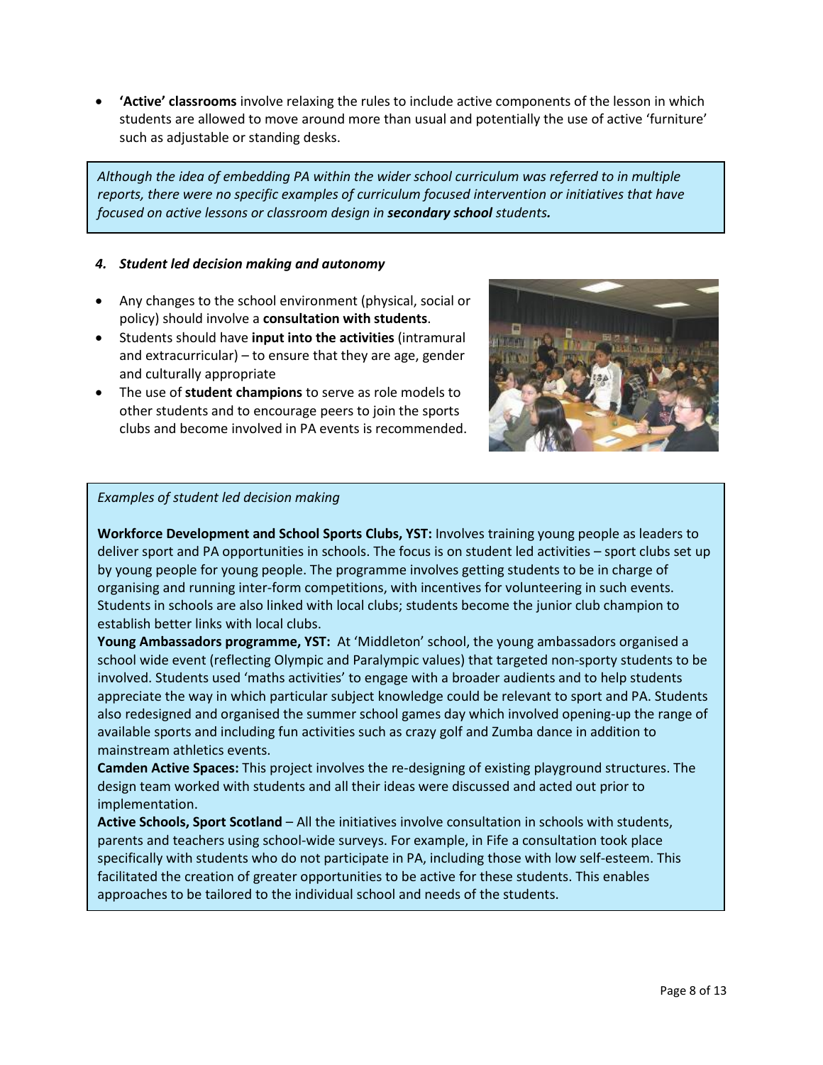- **'Active' classrooms** involve relaxing the rules to include active components of the lesson in which students are allowed to move around more than usual and potentially the use of active 'furniture' such as adjustable or standing desks.

*Although the idea of embedding PA within the wider school curriculum was referred to in multiple reports, there were no specific examples of curriculum focused intervention or initiatives that have focused on active lessons or classroom design in **secondary school** students.*

#### *4. Student led decision making and autonomy*

- Any changes to the school environment (physical, social or policy) should involve a **consultation with students**.
- Students should have **input into the activities** (intramural and extracurricular) – to ensure that they are age, gender and culturally appropriate
- The use of **student champions** to serve as role models to other students and to encourage peers to join the sports clubs and become involved in PA events is recommended.

*Examples of student led decision making*

**Workforce Development and School Sports Clubs, YST:** Involves training young people as leaders to deliver sport and PA opportunities in schools. The focus is on student led activities – sport clubs set up by young people for young people. The programme involves getting students to be in charge of organising and running inter-form competitions, with incentives for volunteering in such events. Students in schools are also linked with local clubs; students become the junior club champion to establish better links with local clubs.

**Young Ambassadors programme, YST:** At 'Middleton' school, the young ambassadors organised a school wide event (reflecting Olympic and Paralympic values) that targeted non-sporty students to be involved. Students used 'maths activities' to engage with a broader audients and to help students appreciate the way in which particular subject knowledge could be relevant to sport and PA. Students also redesigned and organised the summer school games day which involved opening-up the range of available sports and including fun activities such as crazy golf and Zumba dance in addition to mainstream athletics events.

**Camden Active Spaces:** This project involves the re-designing of existing playground structures. The design team worked with students and all their ideas were discussed and acted out prior to implementation.

**Active Schools, Sport Scotland** – All the initiatives involve consultation in schools with students, parents and teachers using school-wide surveys. For example, in Fife a consultation took place specifically with students who do not participate in PA, including those with low self-esteem. This facilitated the creation of greater opportunities to be active for these students. This enables approaches to be tailored to the individual school and needs of the students.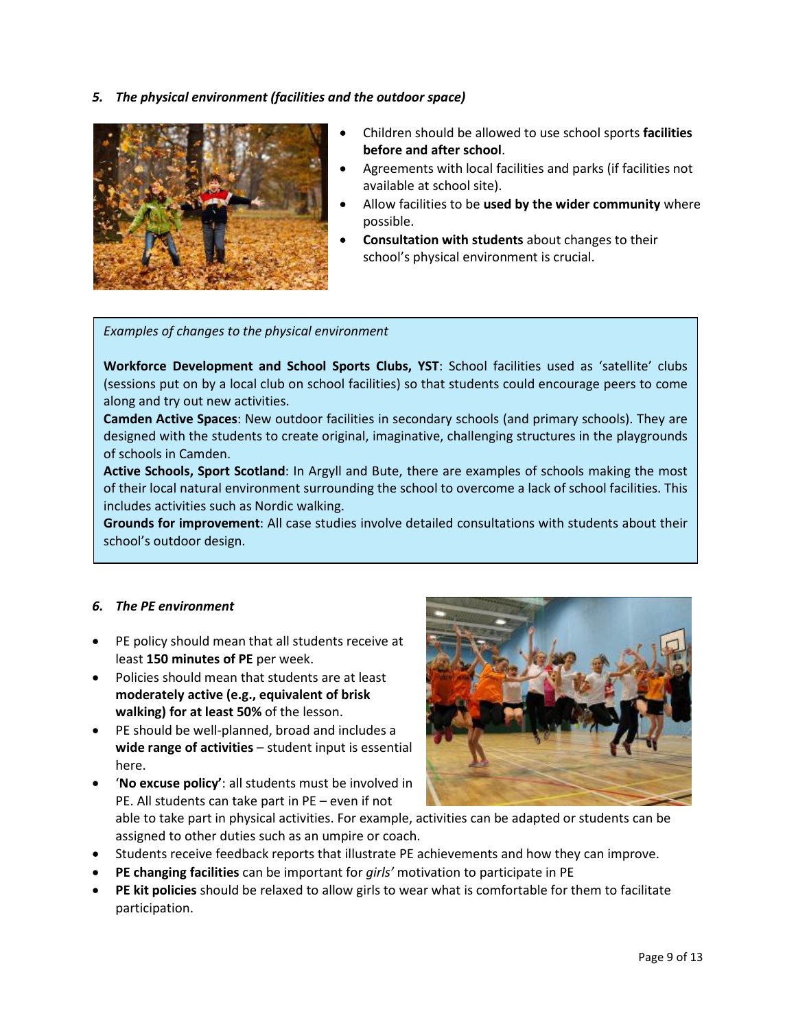*5. The physical environment (facilities and the outdoor space)*

- Children should be allowed to use school sports **facilities before and after school**.
- Agreements with local facilities and parks (if facilities not available at school site).
- Allow facilities to be **used by the wider community** where possible.
- **Consultation with students** about changes to their school's physical environment is crucial.

*Examples of changes to the physical environment*

**Workforce Development and School Sports Clubs, YST**: School facilities used as 'satellite' clubs (sessions put on by a local club on school facilities) so that students could encourage peers to come along and try out new activities.
**Camden Active Spaces**: New outdoor facilities in secondary schools (and primary schools). They are designed with the students to create original, imaginative, challenging structures in the playgrounds of schools in Camden.
**Active Schools, Sport Scotland**: In Argyll and Bute, there are examples of schools making the most of their local natural environment surrounding the school to overcome a lack of school facilities. This includes activities such as Nordic walking.
**Grounds for improvement**: All case studies involve detailed consultations with students about their school's outdoor design.

*6. The PE environment*

- PE policy should mean that all students receive at least **150 minutes of PE** per week.
- Policies should mean that students are at least **moderately active (e.g., equivalent of brisk walking) for at least 50%** of the lesson.
- PE should be well-planned, broad and includes a **wide range of activities** – student input is essential here.
- '**No excuse policy'**: all students must be involved in PE. All students can take part in PE – even if not able to take part in physical activities. For example, activities can be adapted or students can be assigned to other duties such as an umpire or coach.
- Students receive feedback reports that illustrate PE achievements and how they can improve.
- **PE changing facilities** can be important for *girls'* motivation to participate in PE
- **PE kit policies** should be relaxed to allow girls to wear what is comfortable for them to facilitate participation.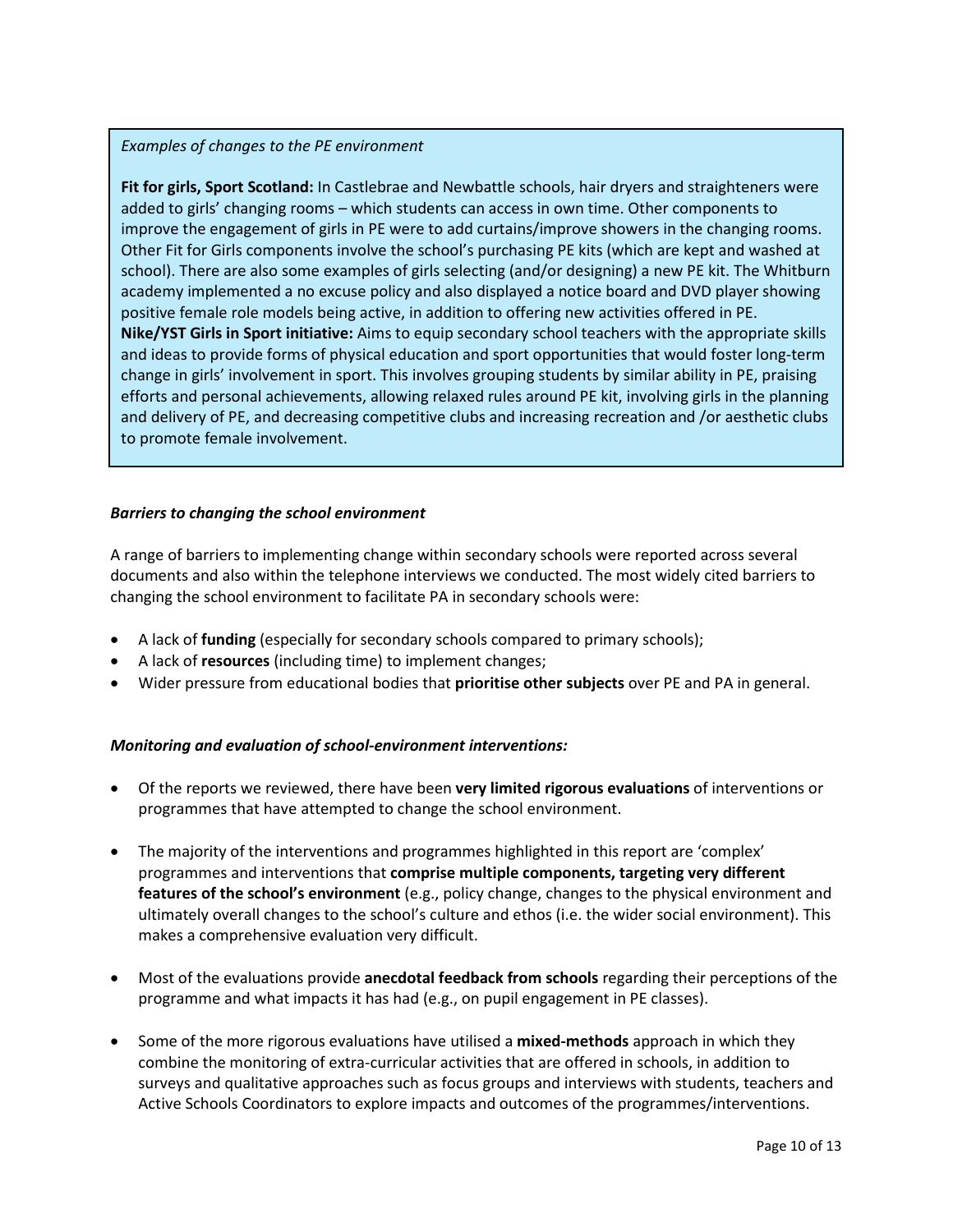*Examples of changes to the PE environment*

**Fit for girls, Sport Scotland:** In Castlebrae and Newbattle schools, hair dryers and straighteners were added to girls' changing rooms – which students can access in own time. Other components to improve the engagement of girls in PE were to add curtains/improve showers in the changing rooms. Other Fit for Girls components involve the school's purchasing PE kits (which are kept and washed at school). There are also some examples of girls selecting (and/or designing) a new PE kit. The Whitburn academy implemented a no excuse policy and also displayed a notice board and DVD player showing positive female role models being active, in addition to offering new activities offered in PE.
**Nike/YST Girls in Sport initiative:** Aims to equip secondary school teachers with the appropriate skills and ideas to provide forms of physical education and sport opportunities that would foster long-term change in girls' involvement in sport. This involves grouping students by similar ability in PE, praising efforts and personal achievements, allowing relaxed rules around PE kit, involving girls in the planning and delivery of PE, and decreasing competitive clubs and increasing recreation and /or aesthetic clubs to promote female involvement.

***Barriers to changing the school environment***

A range of barriers to implementing change within secondary schools were reported across several documents and also within the telephone interviews we conducted. The most widely cited barriers to changing the school environment to facilitate PA in secondary schools were:

- A lack of **funding** (especially for secondary schools compared to primary schools);
- A lack of **resources** (including time) to implement changes;
- Wider pressure from educational bodies that **prioritise other subjects** over PE and PA in general.

***Monitoring and evaluation of school-environment interventions:***

- Of the reports we reviewed, there have been **very limited rigorous evaluations** of interventions or programmes that have attempted to change the school environment.

- The majority of the interventions and programmes highlighted in this report are 'complex' programmes and interventions that **comprise multiple components, targeting very different features of the school's environment** (e.g., policy change, changes to the physical environment and ultimately overall changes to the school's culture and ethos (i.e. the wider social environment). This makes a comprehensive evaluation very difficult.

- Most of the evaluations provide **anecdotal feedback from schools** regarding their perceptions of the programme and what impacts it has had (e.g., on pupil engagement in PE classes).

- Some of the more rigorous evaluations have utilised a **mixed-methods** approach in which they combine the monitoring of extra-curricular activities that are offered in schools, in addition to surveys and qualitative approaches such as focus groups and interviews with students, teachers and Active Schools Coordinators to explore impacts and outcomes of the programmes/interventions.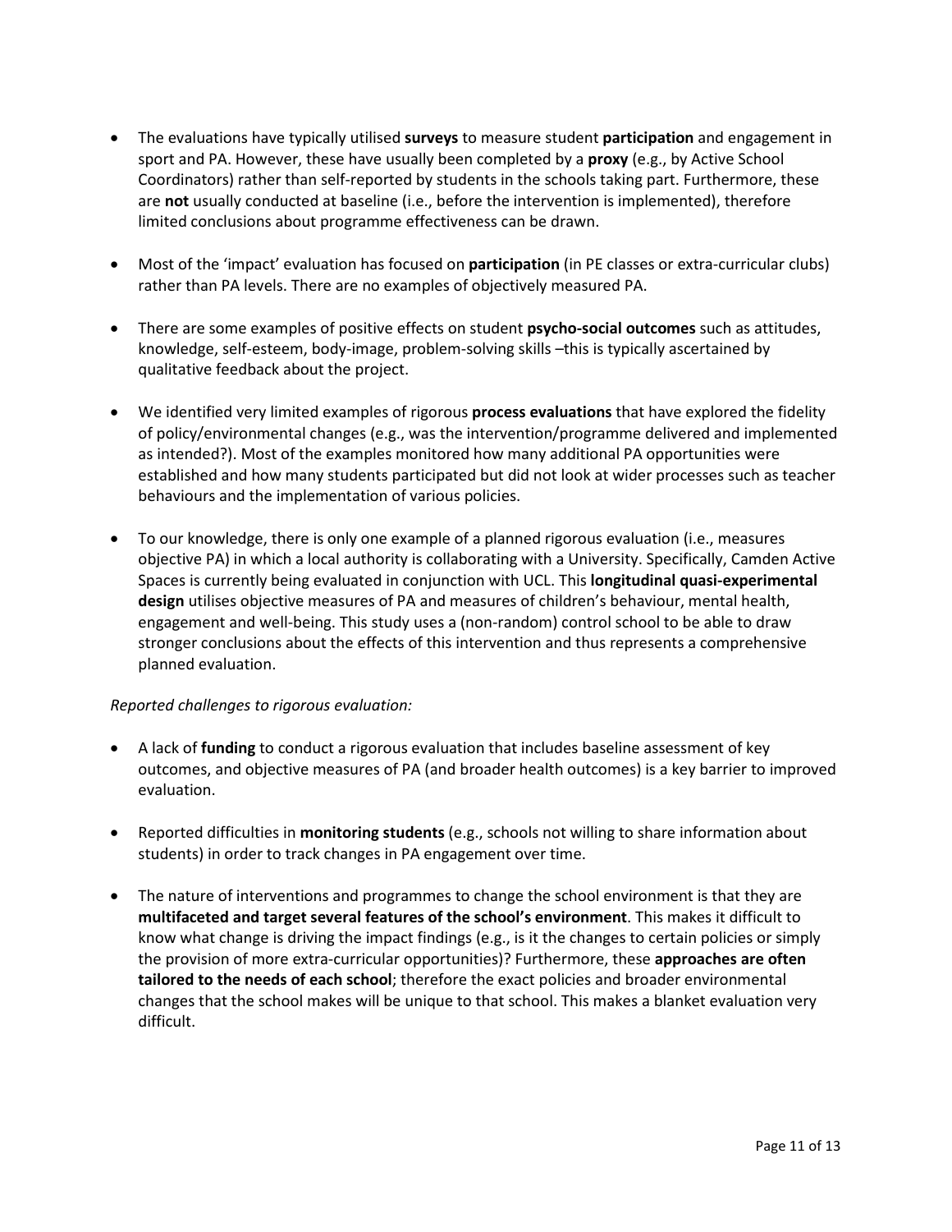- The evaluations have typically utilised **surveys** to measure student **participation** and engagement in sport and PA. However, these have usually been completed by a **proxy** (e.g., by Active School Coordinators) rather than self-reported by students in the schools taking part. Furthermore, these are **not** usually conducted at baseline (i.e., before the intervention is implemented), therefore limited conclusions about programme effectiveness can be drawn.

- Most of the 'impact' evaluation has focused on **participation** (in PE classes or extra-curricular clubs) rather than PA levels. There are no examples of objectively measured PA.

- There are some examples of positive effects on student **psycho-social outcomes** such as attitudes, knowledge, self-esteem, body-image, problem-solving skills –this is typically ascertained by qualitative feedback about the project.

- We identified very limited examples of rigorous **process evaluations** that have explored the fidelity of policy/environmental changes (e.g., was the intervention/programme delivered and implemented as intended?). Most of the examples monitored how many additional PA opportunities were established and how many students participated but did not look at wider processes such as teacher behaviours and the implementation of various policies.

- To our knowledge, there is only one example of a planned rigorous evaluation (i.e., measures objective PA) in which a local authority is collaborating with a University. Specifically, Camden Active Spaces is currently being evaluated in conjunction with UCL. This **longitudinal quasi-experimental design** utilises objective measures of PA and measures of children's behaviour, mental health, engagement and well-being. This study uses a (non-random) control school to be able to draw stronger conclusions about the effects of this intervention and thus represents a comprehensive planned evaluation.

*Reported challenges to rigorous evaluation:*

- A lack of **funding** to conduct a rigorous evaluation that includes baseline assessment of key outcomes, and objective measures of PA (and broader health outcomes) is a key barrier to improved evaluation.

- Reported difficulties in **monitoring students** (e.g., schools not willing to share information about students) in order to track changes in PA engagement over time.

- The nature of interventions and programmes to change the school environment is that they are **multifaceted and target several features of the school's environment**. This makes it difficult to know what change is driving the impact findings (e.g., is it the changes to certain policies or simply the provision of more extra-curricular opportunities)? Furthermore, these **approaches are often tailored to the needs of each school**; therefore the exact policies and broader environmental changes that the school makes will be unique to that school. This makes a blanket evaluation very difficult.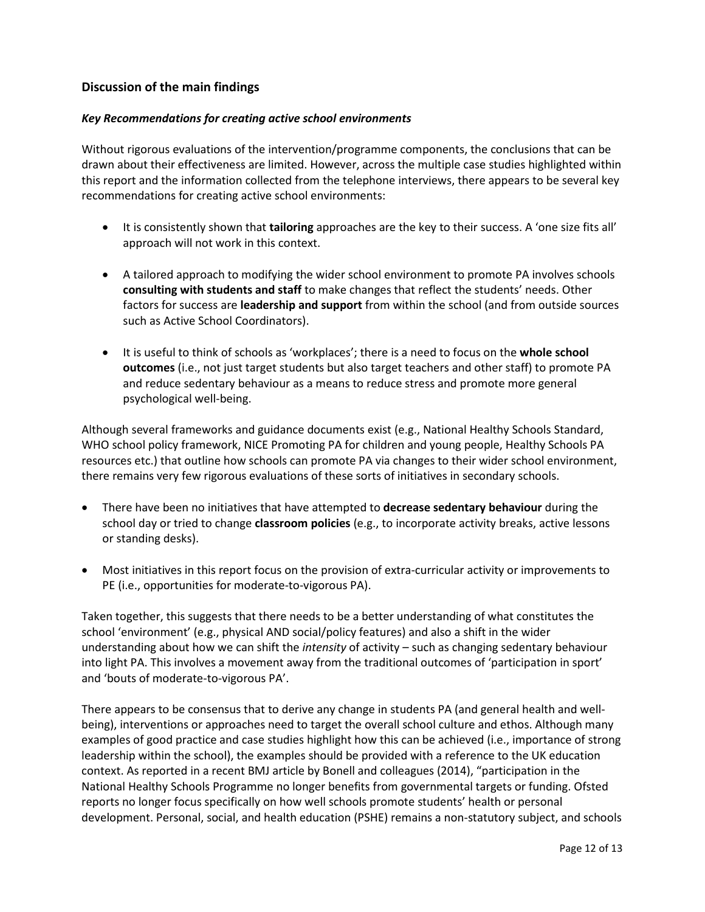## Discussion of the main findings

### *Key Recommendations for creating active school environments*

Without rigorous evaluations of the intervention/programme components, the conclusions that can be drawn about their effectiveness are limited. However, across the multiple case studies highlighted within this report and the information collected from the telephone interviews, there appears to be several key recommendations for creating active school environments:

- It is consistently shown that **tailoring** approaches are the key to their success. A 'one size fits all' approach will not work in this context.
- A tailored approach to modifying the wider school environment to promote PA involves schools **consulting with students and staff** to make changes that reflect the students' needs. Other factors for success are **leadership and support** from within the school (and from outside sources such as Active School Coordinators).
- It is useful to think of schools as 'workplaces'; there is a need to focus on the **whole school outcomes** (i.e., not just target students but also target teachers and other staff) to promote PA and reduce sedentary behaviour as a means to reduce stress and promote more general psychological well-being.

Although several frameworks and guidance documents exist (e.g., National Healthy Schools Standard, WHO school policy framework, NICE Promoting PA for children and young people, Healthy Schools PA resources etc.) that outline how schools can promote PA via changes to their wider school environment, there remains very few rigorous evaluations of these sorts of initiatives in secondary schools.

- There have been no initiatives that have attempted to **decrease sedentary behaviour** during the school day or tried to change **classroom policies** (e.g., to incorporate activity breaks, active lessons or standing desks).
- Most initiatives in this report focus on the provision of extra-curricular activity or improvements to PE (i.e., opportunities for moderate-to-vigorous PA).

Taken together, this suggests that there needs to be a better understanding of what constitutes the school 'environment' (e.g., physical AND social/policy features) and also a shift in the wider understanding about how we can shift the *intensity* of activity – such as changing sedentary behaviour into light PA. This involves a movement away from the traditional outcomes of 'participation in sport' and 'bouts of moderate-to-vigorous PA'.

There appears to be consensus that to derive any change in students PA (and general health and well-being), interventions or approaches need to target the overall school culture and ethos. Although many examples of good practice and case studies highlight how this can be achieved (i.e., importance of strong leadership within the school), the examples should be provided with a reference to the UK education context. As reported in a recent BMJ article by Bonell and colleagues (2014), "participation in the National Healthy Schools Programme no longer benefits from governmental targets or funding. Ofsted reports no longer focus specifically on how well schools promote students' health or personal development. Personal, social, and health education (PSHE) remains a non-statutory subject, and schools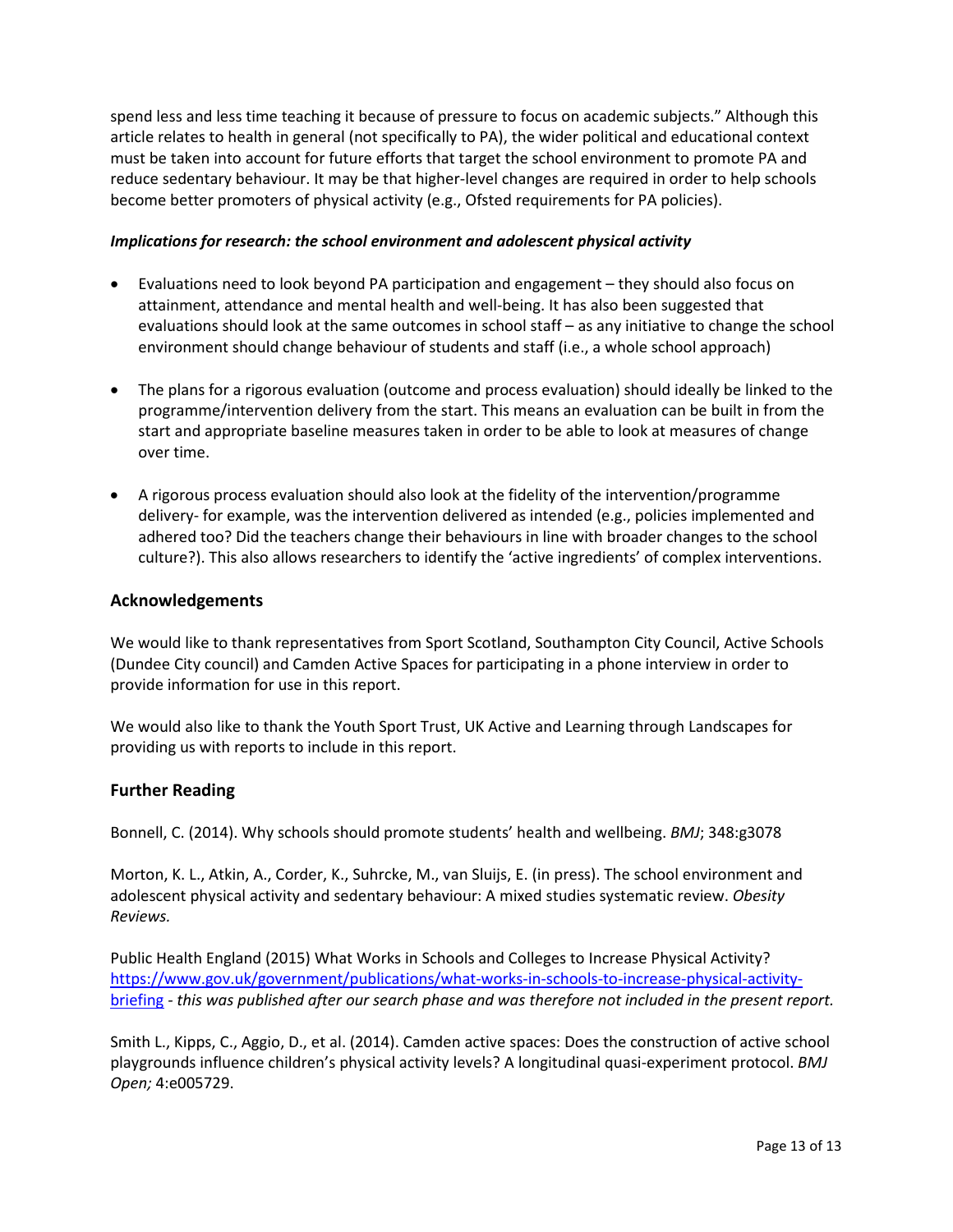spend less and less time teaching it because of pressure to focus on academic subjects." Although this article relates to health in general (not specifically to PA), the wider political and educational context must be taken into account for future efforts that target the school environment to promote PA and reduce sedentary behaviour. It may be that higher-level changes are required in order to help schools become better promoters of physical activity (e.g., Ofsted requirements for PA policies).

***Implications for research: the school environment and adolescent physical activity***

- Evaluations need to look beyond PA participation and engagement – they should also focus on attainment, attendance and mental health and well-being. It has also been suggested that evaluations should look at the same outcomes in school staff – as any initiative to change the school environment should change behaviour of students and staff (i.e., a whole school approach)

- The plans for a rigorous evaluation (outcome and process evaluation) should ideally be linked to the programme/intervention delivery from the start. This means an evaluation can be built in from the start and appropriate baseline measures taken in order to be able to look at measures of change over time.

- A rigorous process evaluation should also look at the fidelity of the intervention/programme delivery- for example, was the intervention delivered as intended (e.g., policies implemented and adhered too? Did the teachers change their behaviours in line with broader changes to the school culture?). This also allows researchers to identify the 'active ingredients' of complex interventions.

## Acknowledgements

We would like to thank representatives from Sport Scotland, Southampton City Council, Active Schools (Dundee City council) and Camden Active Spaces for participating in a phone interview in order to provide information for use in this report.

We would also like to thank the Youth Sport Trust, UK Active and Learning through Landscapes for providing us with reports to include in this report.

## Further Reading

Bonnell, C. (2014). Why schools should promote students' health and wellbeing. *BMJ*; 348:g3078

Morton, K. L., Atkin, A., Corder, K., Suhrcke, M., van Sluijs, E. (in press). The school environment and adolescent physical activity and sedentary behaviour: A mixed studies systematic review. *Obesity Reviews.*

Public Health England (2015) What Works in Schools and Colleges to Increase Physical Activity? [https://www.gov.uk/government/publications/what-works-in-schools-to-increase-physical-activity-briefing](https://www.gov.uk/government/publications/what-works-in-schools-to-increase-physical-activity-briefing) - *this was published after our search phase and was therefore not included in the present report.*

Smith L., Kipps, C., Aggio, D., et al. (2014). Camden active spaces: Does the construction of active school playgrounds influence children's physical activity levels? A longitudinal quasi-experiment protocol. *BMJ Open;* 4:e005729.